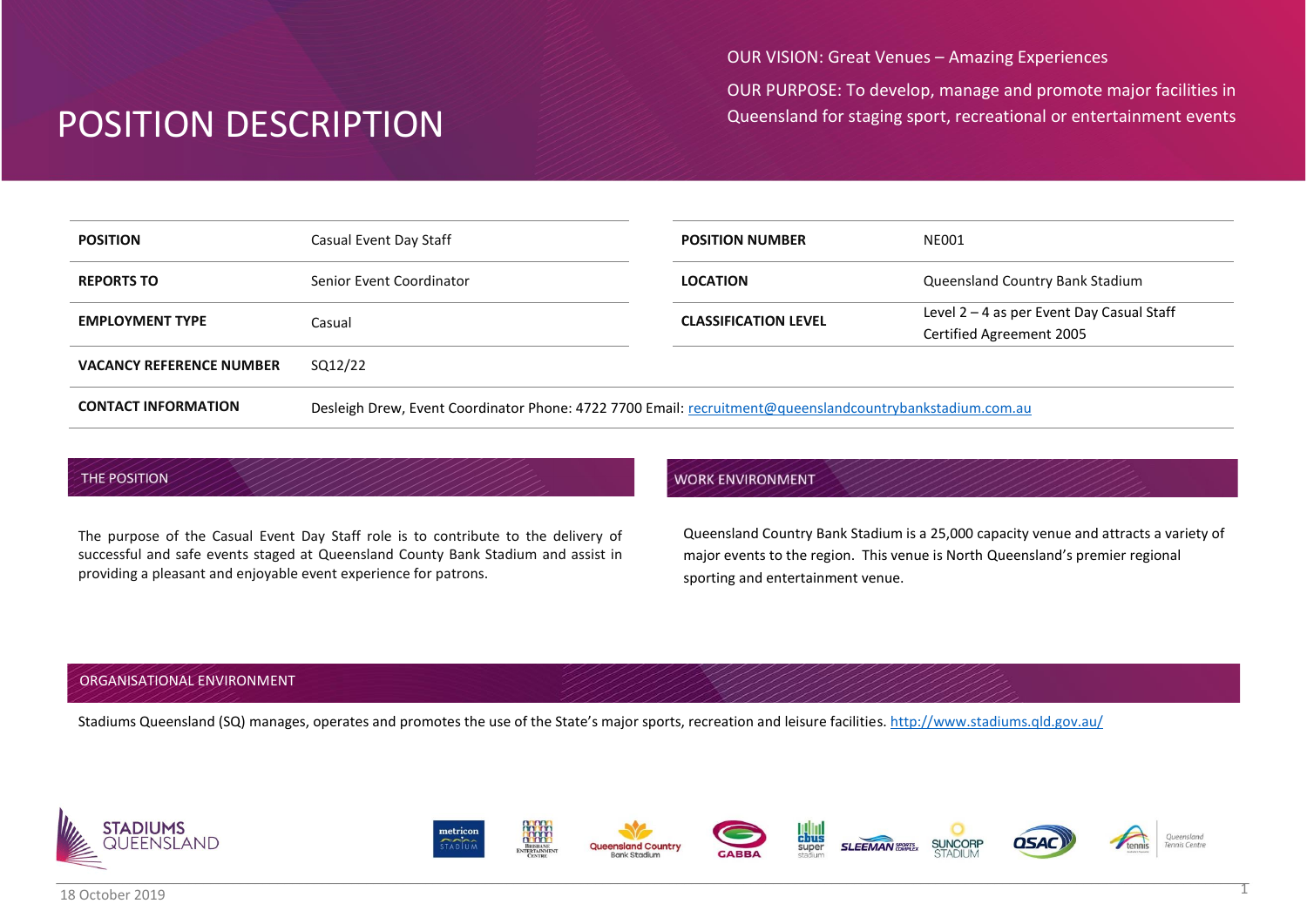# POSITION DESCRIPTION

OUR VISION: Great Venues – Amazing Experiences

OUR PURPOSE: To develop, manage and promote major facilities in Queensland for staging sport, recreational or entertainment events

| | | | |
|---|---|---|---|
| **POSITION** | Casual Event Day Staff | **POSITION NUMBER** | NE001 |
| **REPORTS TO** | Senior Event Coordinator | **LOCATION** | Queensland Country Bank Stadium |
| **EMPLOYMENT TYPE** | Casual | **CLASSIFICATION LEVEL** | Level 2 – 4 as per Event Day Casual Staff Certified Agreement 2005 |
| **VACANCY REFERENCE NUMBER** | SQ12/22 | | |
| **CONTACT INFORMATION** | Desleigh Drew, Event Coordinator Phone: 4722 7700 Email: recruitment@queenslandcountrybankstadium.com.au | | |

## THE POSITION

The purpose of the Casual Event Day Staff role is to contribute to the delivery of successful and safe events staged at Queensland County Bank Stadium and assist in providing a pleasant and enjoyable event experience for patrons.

## WORK ENVIRONMENT

Queensland Country Bank Stadium is a 25,000 capacity venue and attracts a variety of major events to the region. This venue is North Queensland's premier regional sporting and entertainment venue.

## ORGANISATIONAL ENVIRONMENT

Stadiums Queensland (SQ) manages, operates and promotes the use of the State's major sports, recreation and leisure facilities. http://www.stadiums.qld.gov.au/

18 October 2019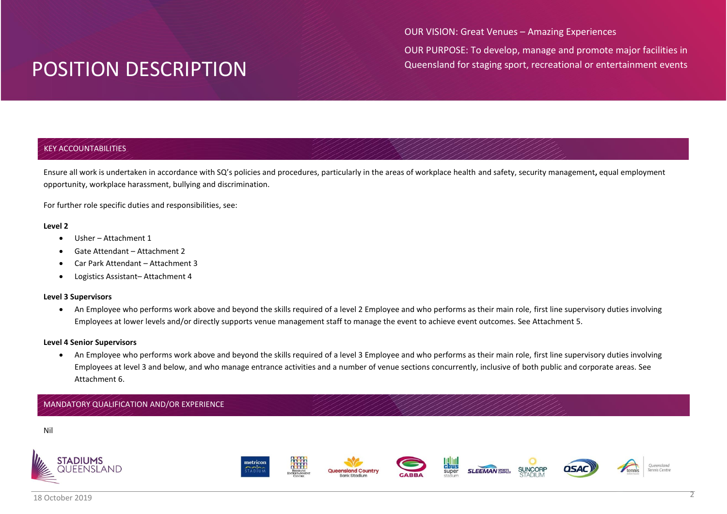# POSITION DESCRIPTION

OUR VISION: Great Venues – Amazing Experiences

OUR PURPOSE: To develop, manage and promote major facilities in Queensland for staging sport, recreational or entertainment events

## KEY ACCOUNTABILITIES

Ensure all work is undertaken in accordance with SQ's policies and procedures, particularly in the areas of workplace health and safety, security management**,** equal employment opportunity, workplace harassment, bullying and discrimination.

For further role specific duties and responsibilities, see:

**Level 2**

- Usher – Attachment 1
- Gate Attendant – Attachment 2
- Car Park Attendant – Attachment 3
- Logistics Assistant– Attachment 4

**Level 3 Supervisors**

- An Employee who performs work above and beyond the skills required of a level 2 Employee and who performs as their main role, first line supervisory duties involving Employees at lower levels and/or directly supports venue management staff to manage the event to achieve event outcomes. See Attachment 5.

**Level 4 Senior Supervisors**

- An Employee who performs work above and beyond the skills required of a level 3 Employee and who performs as their main role, first line supervisory duties involving Employees at level 3 and below, and who manage entrance activities and a number of venue sections concurrently, inclusive of both public and corporate areas. See Attachment 6.

## MANDATORY QUALIFICATION AND/OR EXPERIENCE

Nil

18 October 2019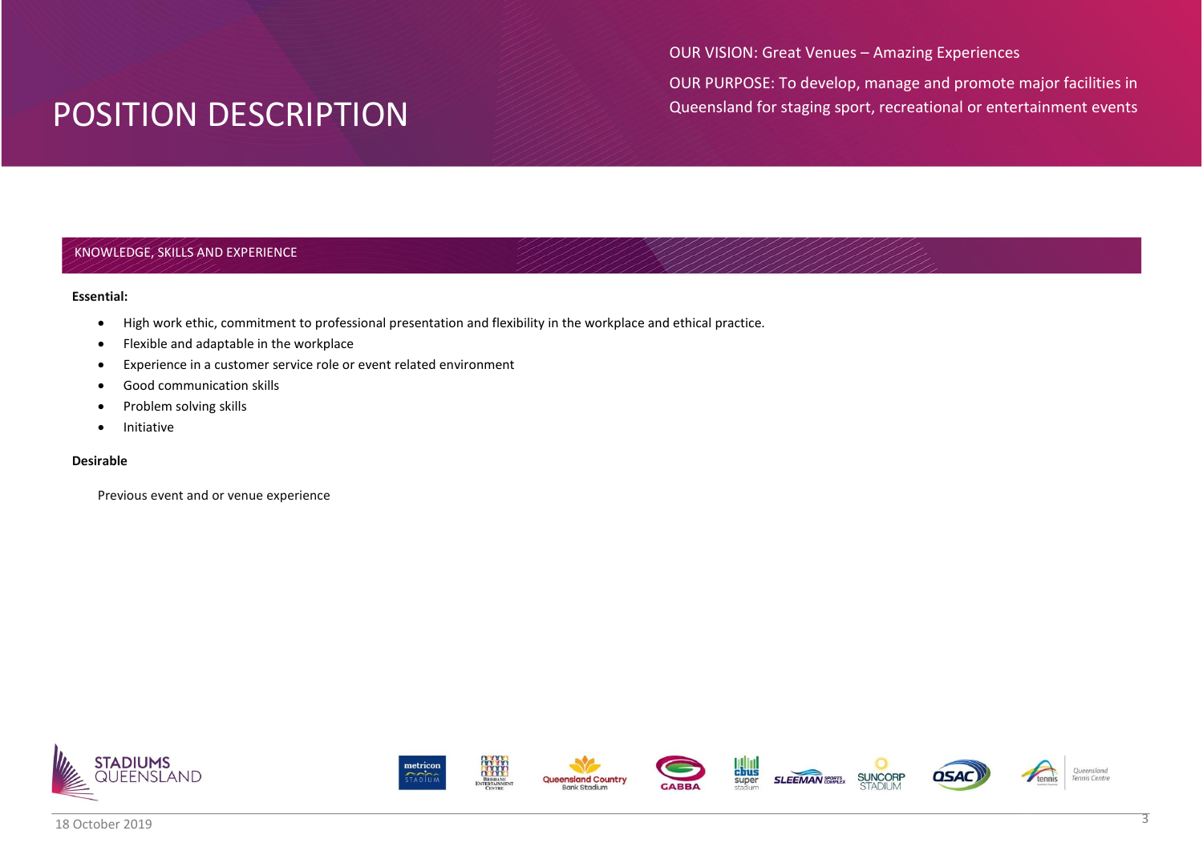# POSITION DESCRIPTION

OUR VISION: Great Venues – Amazing Experiences

OUR PURPOSE: To develop, manage and promote major facilities in Queensland for staging sport, recreational or entertainment events

## KNOWLEDGE, SKILLS AND EXPERIENCE

**Essential:**

- High work ethic, commitment to professional presentation and flexibility in the workplace and ethical practice.
- Flexible and adaptable in the workplace
- Experience in a customer service role or event related environment
- Good communication skills
- Problem solving skills
- Initiative

**Desirable**

Previous event and or venue experience

18 October 2019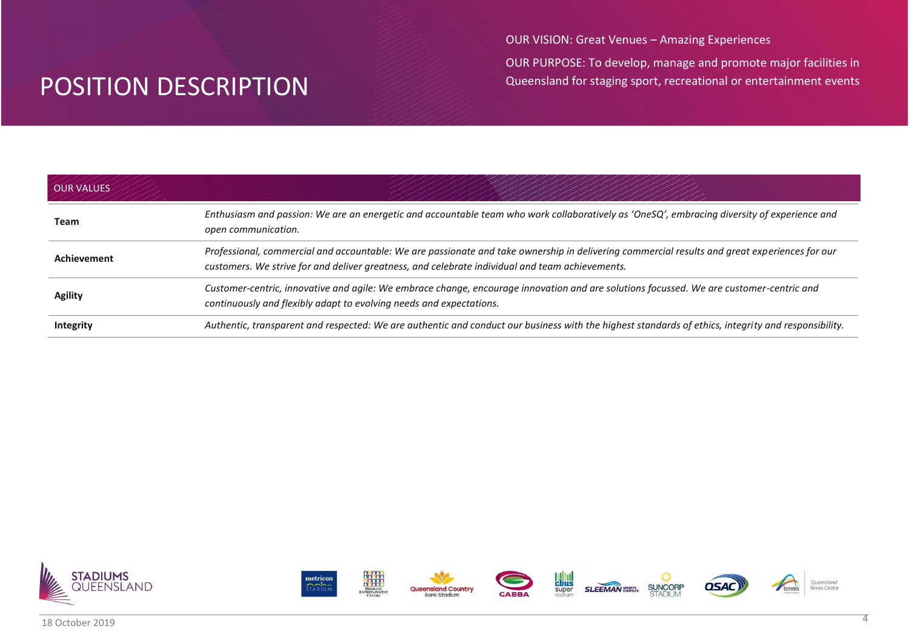# POSITION DESCRIPTION

OUR VISION: Great Venues – Amazing Experiences

OUR PURPOSE: To develop, manage and promote major facilities in Queensland for staging sport, recreational or entertainment events

| OUR VALUES | |
|---|---|
| **Team** | *Enthusiasm and passion: We are an energetic and accountable team who work collaboratively as 'OneSQ', embracing diversity of experience and open communication.* |
| **Achievement** | *Professional, commercial and accountable: We are passionate and take ownership in delivering commercial results and great experiences for our customers. We strive for and deliver greatness, and celebrate individual and team achievements.* |
| **Agility** | *Customer-centric, innovative and agile: We embrace change, encourage innovation and are solutions focussed. We are customer-centric and continuously and flexibly adapt to evolving needs and expectations.* |
| **Integrity** | *Authentic, transparent and respected: We are authentic and conduct our business with the highest standards of ethics, integrity and responsibility.* |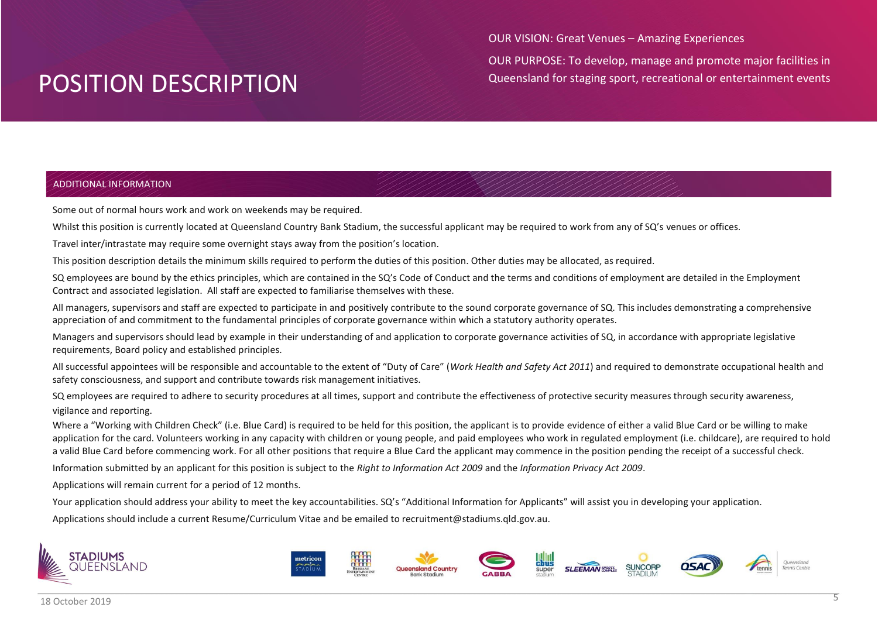## ADDITIONAL INFORMATION

Some out of normal hours work and work on weekends may be required.

Whilst this position is currently located at Queensland Country Bank Stadium, the successful applicant may be required to work from any of SQ's venues or offices.

Travel inter/intrastate may require some overnight stays away from the position's location.

This position description details the minimum skills required to perform the duties of this position. Other duties may be allocated, as required.

SQ employees are bound by the ethics principles, which are contained in the SQ's Code of Conduct and the terms and conditions of employment are detailed in the Employment Contract and associated legislation. All staff are expected to familiarise themselves with these.

All managers, supervisors and staff are expected to participate in and positively contribute to the sound corporate governance of SQ. This includes demonstrating a comprehensive appreciation of and commitment to the fundamental principles of corporate governance within which a statutory authority operates.

Managers and supervisors should lead by example in their understanding of and application to corporate governance activities of SQ, in accordance with appropriate legislative requirements, Board policy and established principles.

All successful appointees will be responsible and accountable to the extent of "Duty of Care" (*Work Health and Safety Act 2011*) and required to demonstrate occupational health and safety consciousness, and support and contribute towards risk management initiatives.

SQ employees are required to adhere to security procedures at all times, support and contribute the effectiveness of protective security measures through security awareness, vigilance and reporting.

Where a "Working with Children Check" (i.e. Blue Card) is required to be held for this position, the applicant is to provide evidence of either a valid Blue Card or be willing to make application for the card. Volunteers working in any capacity with children or young people, and paid employees who work in regulated employment (i.e. childcare), are required to hold a valid Blue Card before commencing work. For all other positions that require a Blue Card the applicant may commence in the position pending the receipt of a successful check.

Information submitted by an applicant for this position is subject to the *Right to Information Act 2009* and the *Information Privacy Act 2009*.

Applications will remain current for a period of 12 months.

Your application should address your ability to meet the key accountabilities. SQ's "Additional Information for Applicants" will assist you in developing your application.

Applications should include a current Resume/Curriculum Vitae and be emailed to recruitment@stadiums.qld.gov.au.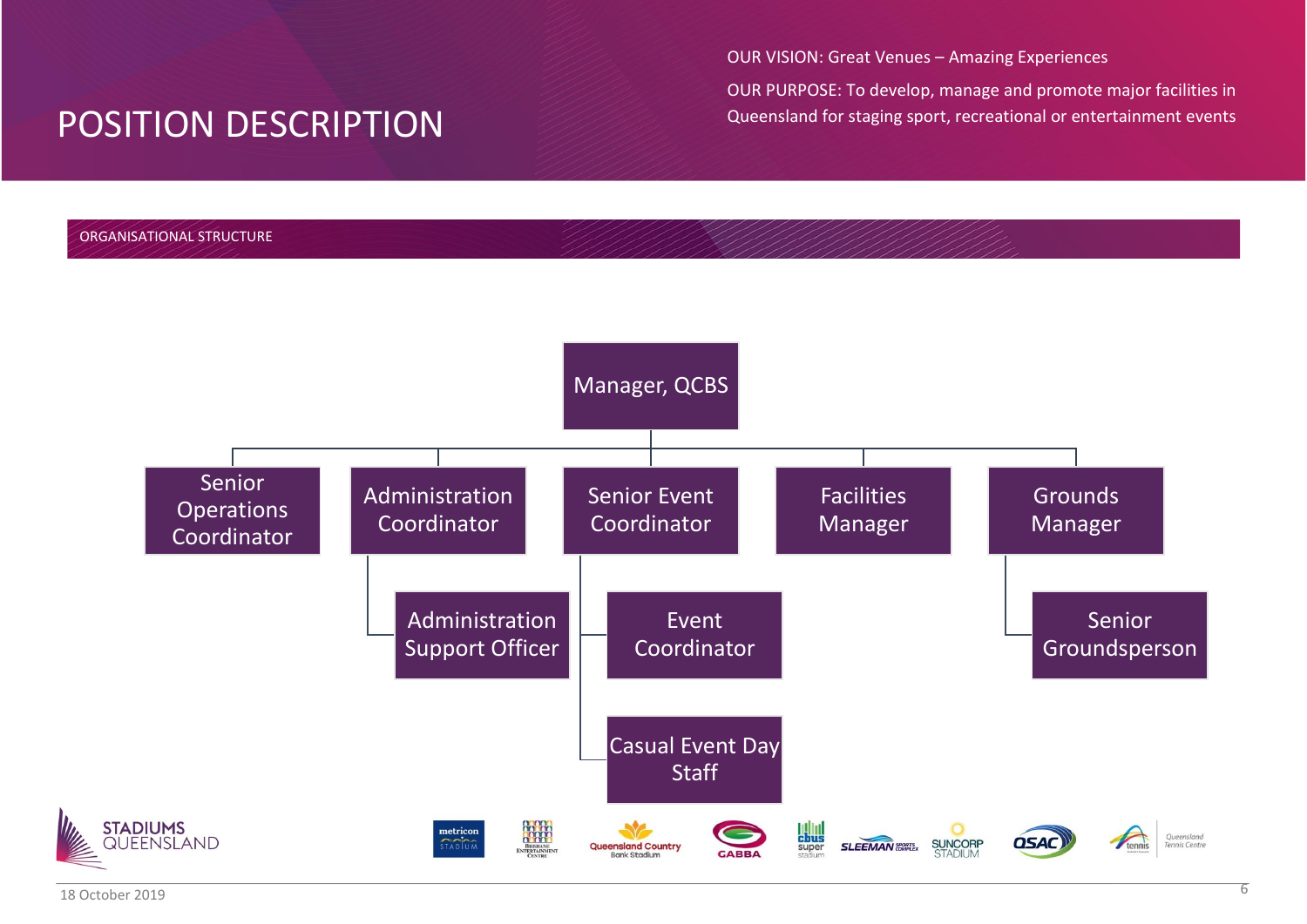# POSITION DESCRIPTION

OUR VISION: Great Venues – Amazing Experiences

OUR PURPOSE: To develop, manage and promote major facilities in Queensland for staging sport, recreational or entertainment events

## ORGANISATIONAL STRUCTURE

- Manager, QCBS
  - Senior Operations Coordinator
  - Administration Coordinator
    - Administration Support Officer
  - Senior Event Coordinator
    - Event Coordinator
    - Casual Event Day Staff
  - Facilities Manager
  - Grounds Manager
    - Senior Groundsperson

18 October 2019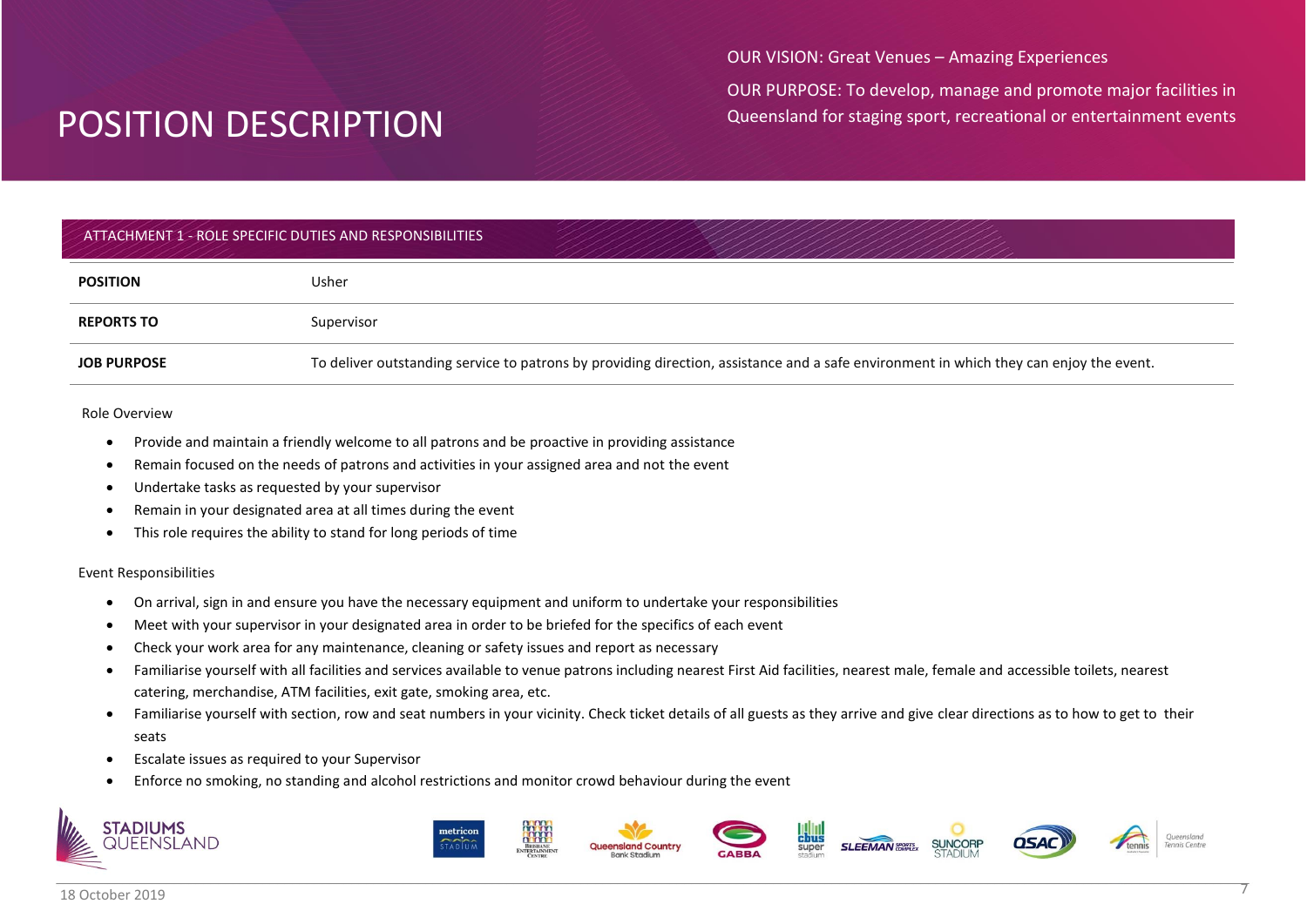# POSITION DESCRIPTION

OUR VISION: Great Venues – Amazing Experiences

OUR PURPOSE: To develop, manage and promote major facilities in Queensland for staging sport, recreational or entertainment events

## ATTACHMENT 1 - ROLE SPECIFIC DUTIES AND RESPONSIBILITIES

| | |
|---|---|
| **POSITION** | Usher |
| **REPORTS TO** | Supervisor |
| **JOB PURPOSE** | To deliver outstanding service to patrons by providing direction, assistance and a safe environment in which they can enjoy the event. |

### Role Overview

- Provide and maintain a friendly welcome to all patrons and be proactive in providing assistance
- Remain focused on the needs of patrons and activities in your assigned area and not the event
- Undertake tasks as requested by your supervisor
- Remain in your designated area at all times during the event
- This role requires the ability to stand for long periods of time

### Event Responsibilities

- On arrival, sign in and ensure you have the necessary equipment and uniform to undertake your responsibilities
- Meet with your supervisor in your designated area in order to be briefed for the specifics of each event
- Check your work area for any maintenance, cleaning or safety issues and report as necessary
- Familiarise yourself with all facilities and services available to venue patrons including nearest First Aid facilities, nearest male, female and accessible toilets, nearest catering, merchandise, ATM facilities, exit gate, smoking area, etc.
- Familiarise yourself with section, row and seat numbers in your vicinity. Check ticket details of all guests as they arrive and give clear directions as to how to get to their seats
- Escalate issues as required to your Supervisor
- Enforce no smoking, no standing and alcohol restrictions and monitor crowd behaviour during the event

18 October 2019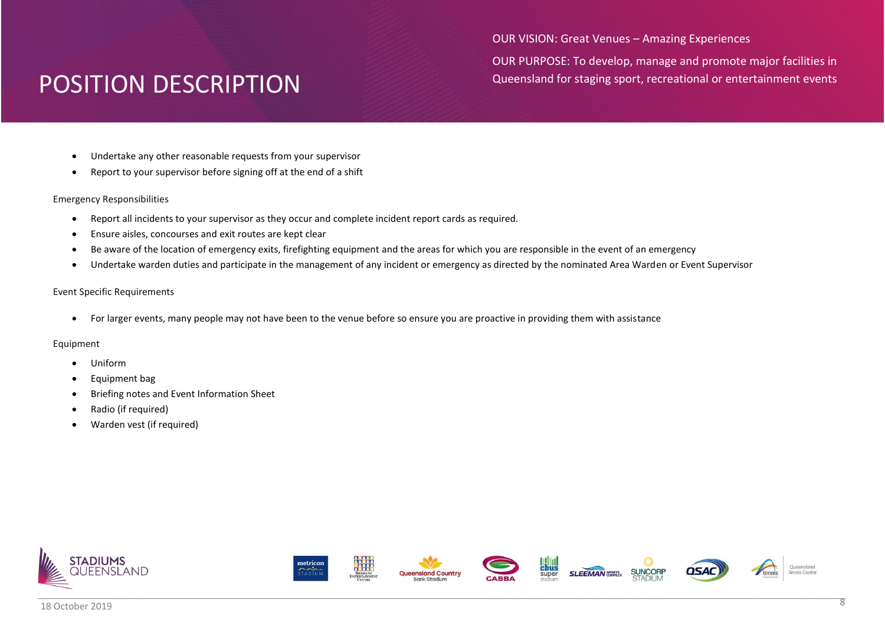- Undertake any other reasonable requests from your supervisor
- Report to your supervisor before signing off at the end of a shift

Emergency Responsibilities

- Report all incidents to your supervisor as they occur and complete incident report cards as required.
- Ensure aisles, concourses and exit routes are kept clear
- Be aware of the location of emergency exits, firefighting equipment and the areas for which you are responsible in the event of an emergency
- Undertake warden duties and participate in the management of any incident or emergency as directed by the nominated Area Warden or Event Supervisor

Event Specific Requirements

- For larger events, many people may not have been to the venue before so ensure you are proactive in providing them with assistance

Equipment

- Uniform
- Equipment bag
- Briefing notes and Event Information Sheet
- Radio (if required)
- Warden vest (if required)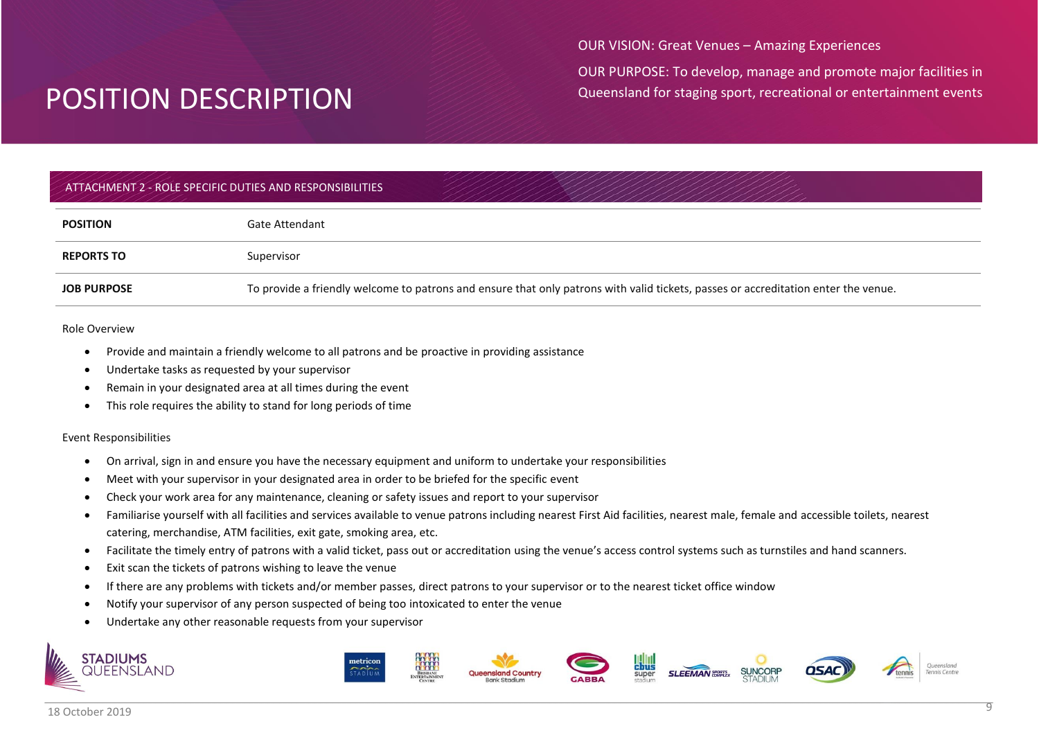# POSITION DESCRIPTION

OUR VISION: Great Venues – Amazing Experiences

OUR PURPOSE: To develop, manage and promote major facilities in Queensland for staging sport, recreational or entertainment events

## ATTACHMENT 2 - ROLE SPECIFIC DUTIES AND RESPONSIBILITIES

| | |
|---|---|
| **POSITION** | Gate Attendant |
| **REPORTS TO** | Supervisor |
| **JOB PURPOSE** | To provide a friendly welcome to patrons and ensure that only patrons with valid tickets, passes or accreditation enter the venue. |

Role Overview

- Provide and maintain a friendly welcome to all patrons and be proactive in providing assistance
- Undertake tasks as requested by your supervisor
- Remain in your designated area at all times during the event
- This role requires the ability to stand for long periods of time

Event Responsibilities

- On arrival, sign in and ensure you have the necessary equipment and uniform to undertake your responsibilities
- Meet with your supervisor in your designated area in order to be briefed for the specific event
- Check your work area for any maintenance, cleaning or safety issues and report to your supervisor
- Familiarise yourself with all facilities and services available to venue patrons including nearest First Aid facilities, nearest male, female and accessible toilets, nearest catering, merchandise, ATM facilities, exit gate, smoking area, etc.
- Facilitate the timely entry of patrons with a valid ticket, pass out or accreditation using the venue's access control systems such as turnstiles and hand scanners.
- Exit scan the tickets of patrons wishing to leave the venue
- If there are any problems with tickets and/or member passes, direct patrons to your supervisor or to the nearest ticket office window
- Notify your supervisor of any person suspected of being too intoxicated to enter the venue
- Undertake any other reasonable requests from your supervisor

18 October 2019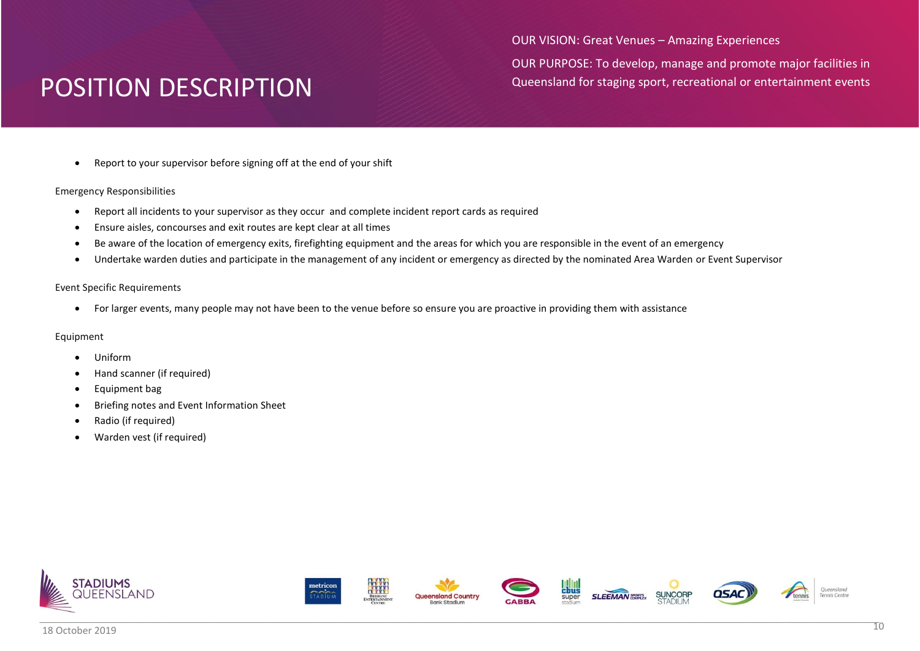- Report to your supervisor before signing off at the end of your shift

Emergency Responsibilities

- Report all incidents to your supervisor as they occur and complete incident report cards as required
- Ensure aisles, concourses and exit routes are kept clear at all times
- Be aware of the location of emergency exits, firefighting equipment and the areas for which you are responsible in the event of an emergency
- Undertake warden duties and participate in the management of any incident or emergency as directed by the nominated Area Warden or Event Supervisor

Event Specific Requirements

- For larger events, many people may not have been to the venue before so ensure you are proactive in providing them with assistance

Equipment

- Uniform
- Hand scanner (if required)
- Equipment bag
- Briefing notes and Event Information Sheet
- Radio (if required)
- Warden vest (if required)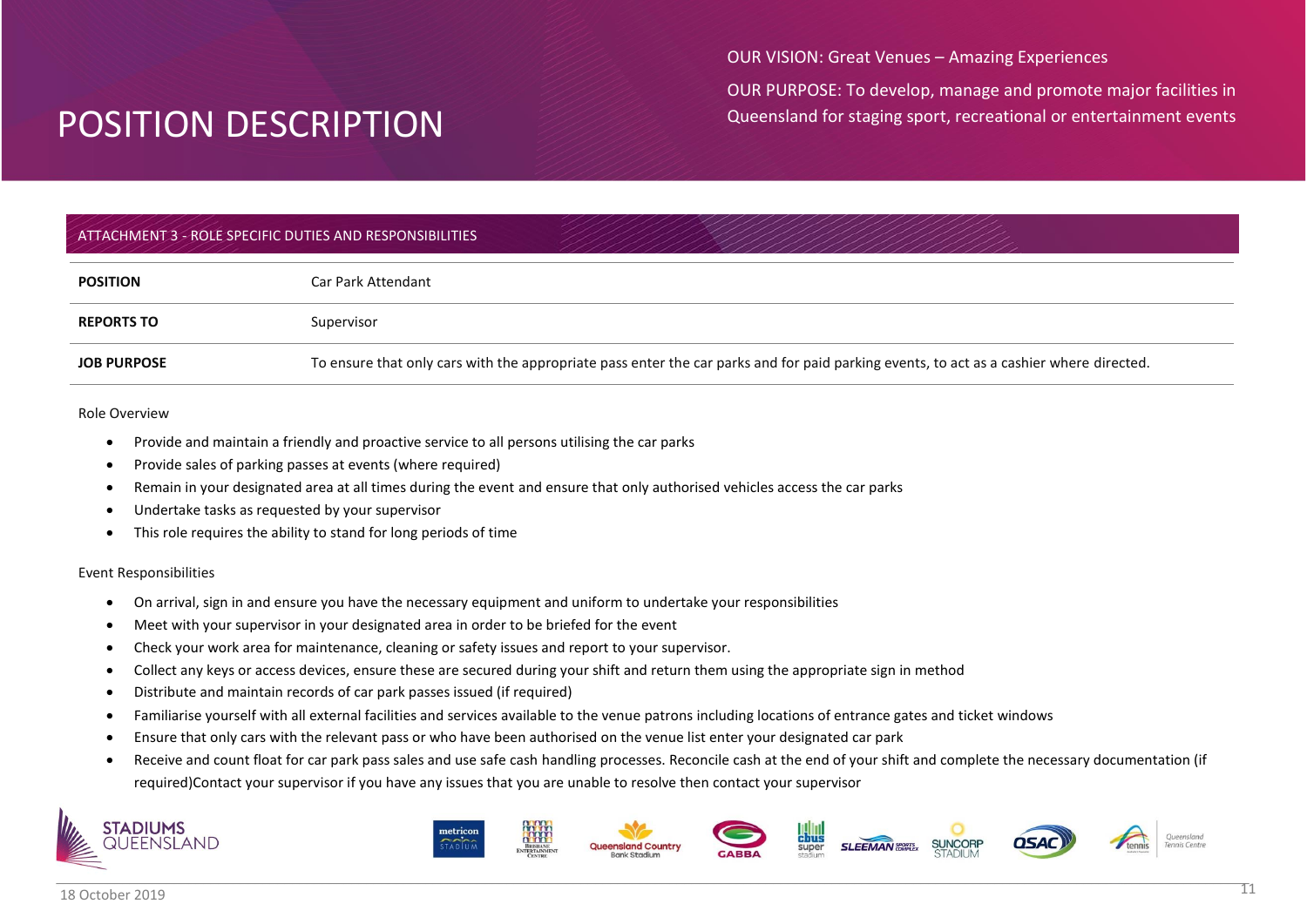# POSITION DESCRIPTION

OUR VISION: Great Venues – Amazing Experiences

OUR PURPOSE: To develop, manage and promote major facilities in Queensland for staging sport, recreational or entertainment events

## ATTACHMENT 3 - ROLE SPECIFIC DUTIES AND RESPONSIBILITIES

| | |
|---|---|
| **POSITION** | Car Park Attendant |
| **REPORTS TO** | Supervisor |
| **JOB PURPOSE** | To ensure that only cars with the appropriate pass enter the car parks and for paid parking events, to act as a cashier where directed. |

Role Overview

- Provide and maintain a friendly and proactive service to all persons utilising the car parks
- Provide sales of parking passes at events (where required)
- Remain in your designated area at all times during the event and ensure that only authorised vehicles access the car parks
- Undertake tasks as requested by your supervisor
- This role requires the ability to stand for long periods of time

Event Responsibilities

- On arrival, sign in and ensure you have the necessary equipment and uniform to undertake your responsibilities
- Meet with your supervisor in your designated area in order to be briefed for the event
- Check your work area for maintenance, cleaning or safety issues and report to your supervisor.
- Collect any keys or access devices, ensure these are secured during your shift and return them using the appropriate sign in method
- Distribute and maintain records of car park passes issued (if required)
- Familiarise yourself with all external facilities and services available to the venue patrons including locations of entrance gates and ticket windows
- Ensure that only cars with the relevant pass or who have been authorised on the venue list enter your designated car park
- Receive and count float for car park pass sales and use safe cash handling processes. Reconcile cash at the end of your shift and complete the necessary documentation (if required)Contact your supervisor if you have any issues that you are unable to resolve then contact your supervisor

18 October 2019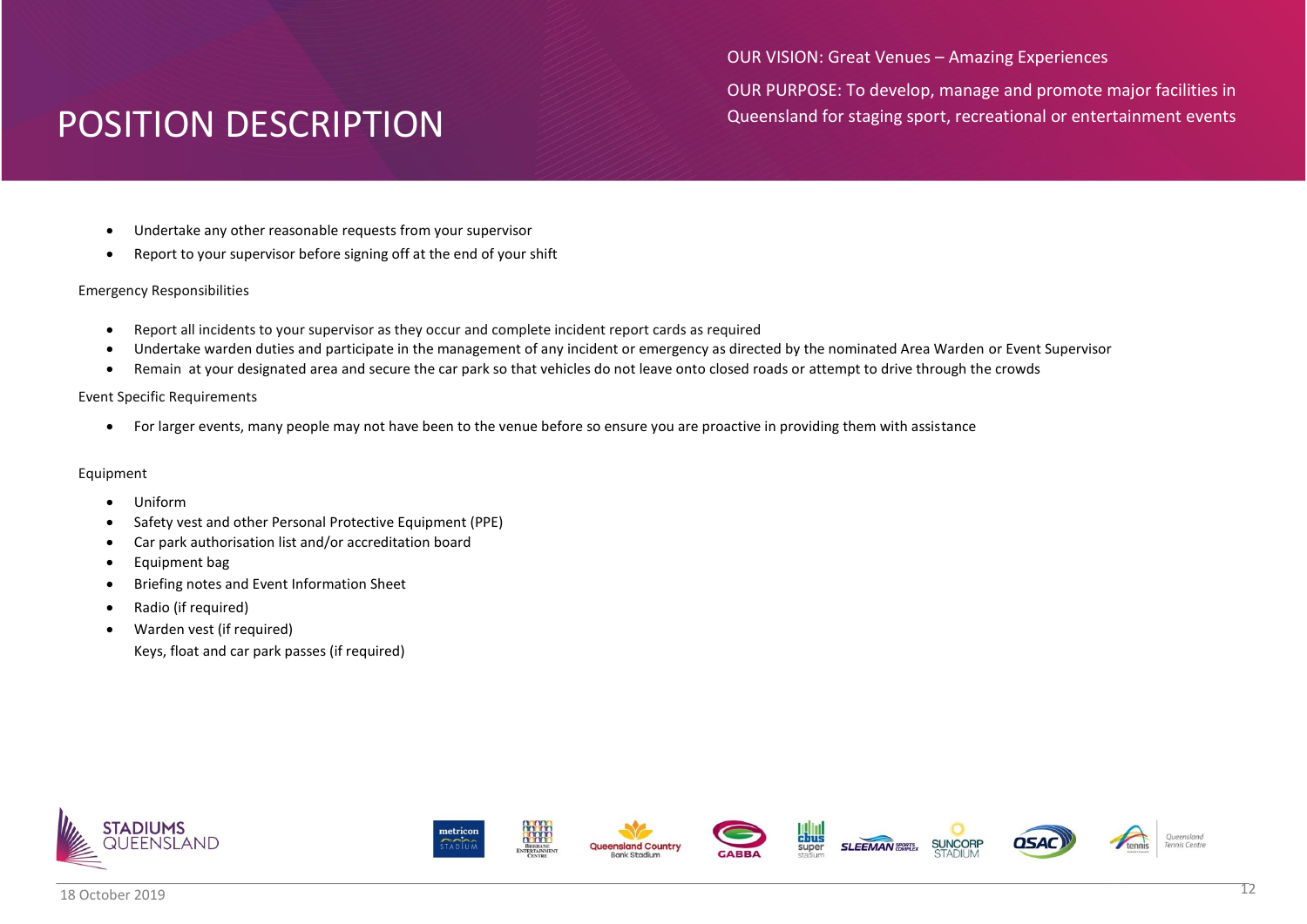- Undertake any other reasonable requests from your supervisor
- Report to your supervisor before signing off at the end of your shift

Emergency Responsibilities

- Report all incidents to your supervisor as they occur and complete incident report cards as required
- Undertake warden duties and participate in the management of any incident or emergency as directed by the nominated Area Warden or Event Supervisor
- Remain at your designated area and secure the car park so that vehicles do not leave onto closed roads or attempt to drive through the crowds

Event Specific Requirements

- For larger events, many people may not have been to the venue before so ensure you are proactive in providing them with assistance

Equipment

- Uniform
- Safety vest and other Personal Protective Equipment (PPE)
- Car park authorisation list and/or accreditation board
- Equipment bag
- Briefing notes and Event Information Sheet
- Radio (if required)
- Warden vest (if required)
  Keys, float and car park passes (if required)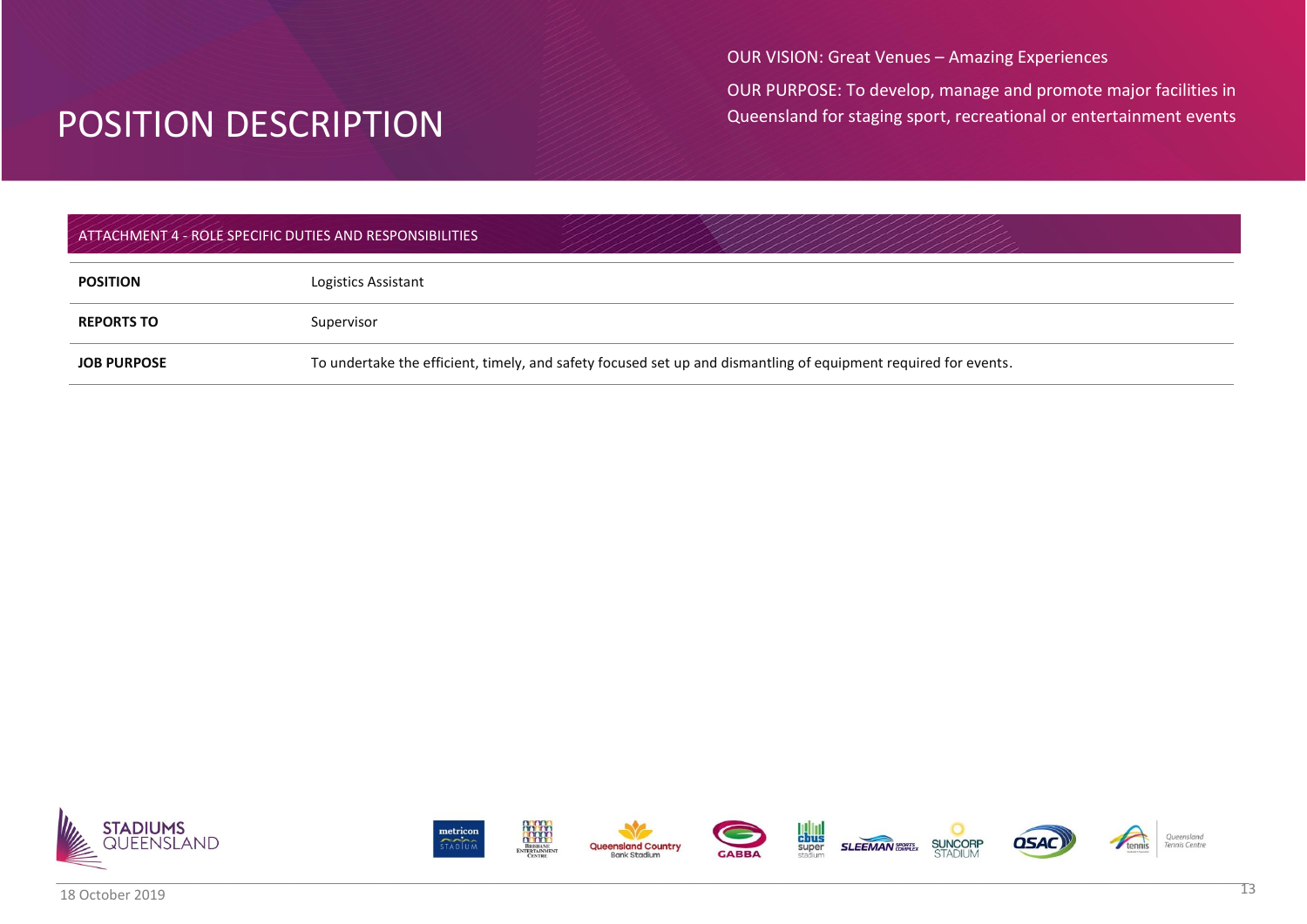# POSITION DESCRIPTION

OUR VISION: Great Venues – Amazing Experiences

OUR PURPOSE: To develop, manage and promote major facilities in Queensland for staging sport, recreational or entertainment events

## ATTACHMENT 4 - ROLE SPECIFIC DUTIES AND RESPONSIBILITIES

| | |
|---|---|
| **POSITION** | Logistics Assistant |
| **REPORTS TO** | Supervisor |
| **JOB PURPOSE** | To undertake the efficient, timely, and safety focused set up and dismantling of equipment required for events. |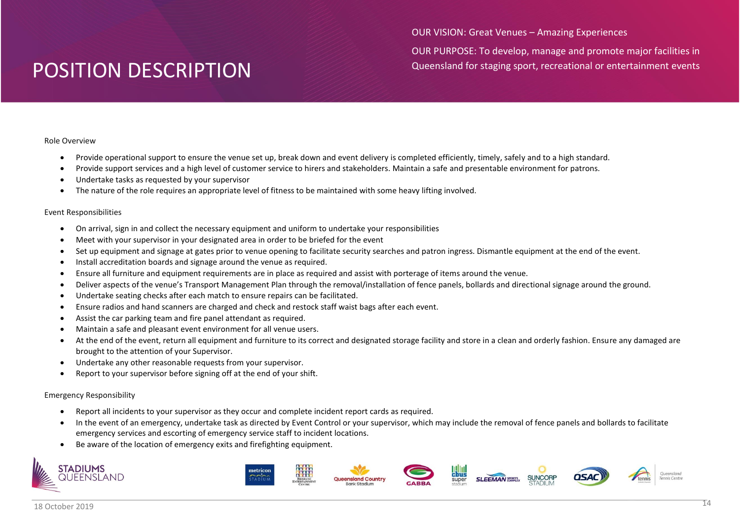# POSITION DESCRIPTION

OUR VISION: Great Venues – Amazing Experiences

OUR PURPOSE: To develop, manage and promote major facilities in Queensland for staging sport, recreational or entertainment events

## Role Overview

- Provide operational support to ensure the venue set up, break down and event delivery is completed efficiently, timely, safely and to a high standard.
- Provide support services and a high level of customer service to hirers and stakeholders. Maintain a safe and presentable environment for patrons.
- Undertake tasks as requested by your supervisor
- The nature of the role requires an appropriate level of fitness to be maintained with some heavy lifting involved.

## Event Responsibilities

- On arrival, sign in and collect the necessary equipment and uniform to undertake your responsibilities
- Meet with your supervisor in your designated area in order to be briefed for the event
- Set up equipment and signage at gates prior to venue opening to facilitate security searches and patron ingress. Dismantle equipment at the end of the event.
- Install accreditation boards and signage around the venue as required.
- Ensure all furniture and equipment requirements are in place as required and assist with porterage of items around the venue.
- Deliver aspects of the venue's Transport Management Plan through the removal/installation of fence panels, bollards and directional signage around the ground.
- Undertake seating checks after each match to ensure repairs can be facilitated.
- Ensure radios and hand scanners are charged and check and restock staff waist bags after each event.
- Assist the car parking team and fire panel attendant as required.
- Maintain a safe and pleasant event environment for all venue users.
- At the end of the event, return all equipment and furniture to its correct and designated storage facility and store in a clean and orderly fashion. Ensure any damaged are brought to the attention of your Supervisor.
- Undertake any other reasonable requests from your supervisor.
- Report to your supervisor before signing off at the end of your shift.

## Emergency Responsibility

- Report all incidents to your supervisor as they occur and complete incident report cards as required.
- In the event of an emergency, undertake task as directed by Event Control or your supervisor, which may include the removal of fence panels and bollards to facilitate emergency services and escorting of emergency service staff to incident locations.
- Be aware of the location of emergency exits and firefighting equipment.

18 October 2019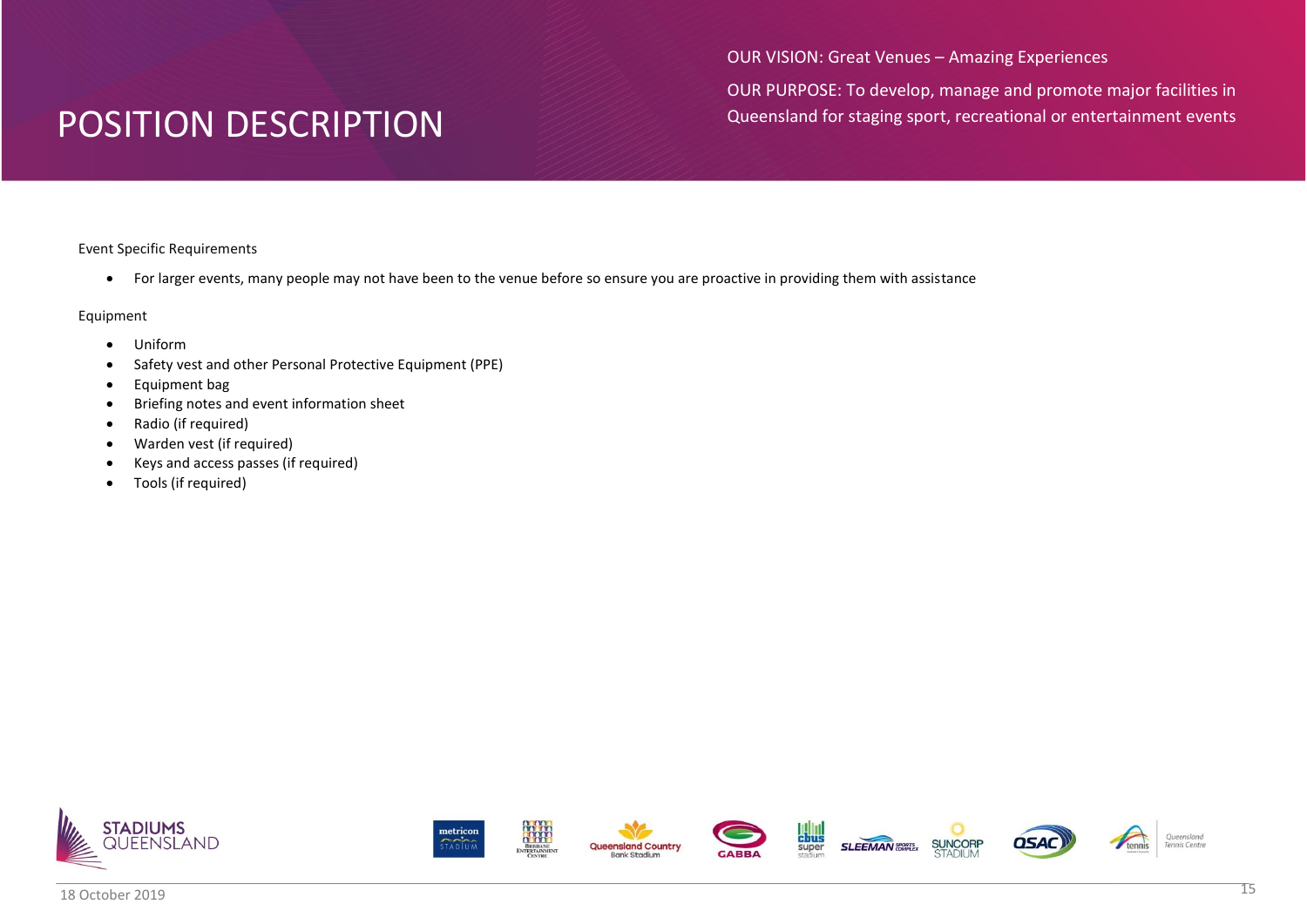Event Specific Requirements

- For larger events, many people may not have been to the venue before so ensure you are proactive in providing them with assistance

Equipment

- Uniform
- Safety vest and other Personal Protective Equipment (PPE)
- Equipment bag
- Briefing notes and event information sheet
- Radio (if required)
- Warden vest (if required)
- Keys and access passes (if required)
- Tools (if required)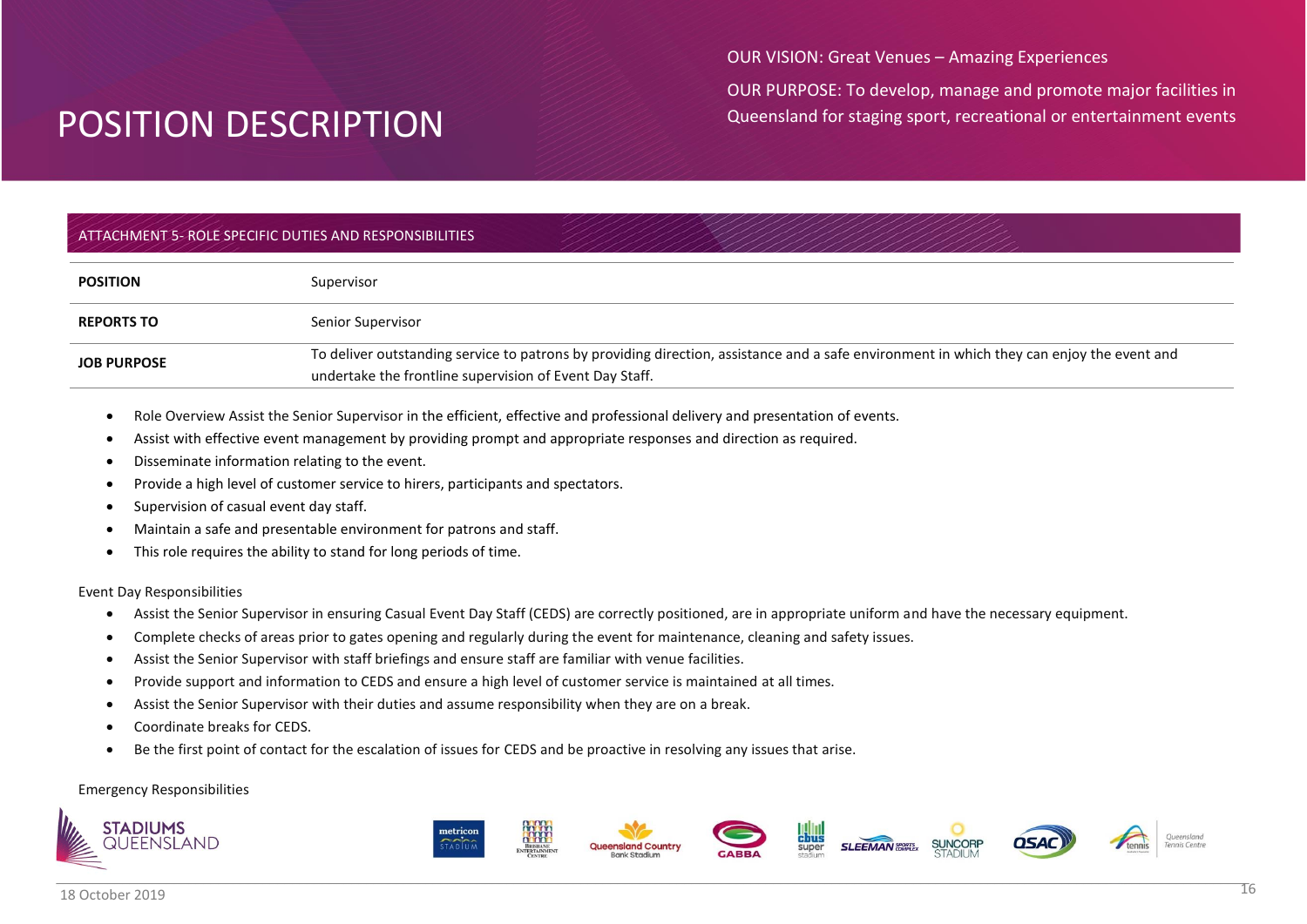# POSITION DESCRIPTION

OUR VISION: Great Venues – Amazing Experiences

OUR PURPOSE: To develop, manage and promote major facilities in Queensland for staging sport, recreational or entertainment events

## ATTACHMENT 5- ROLE SPECIFIC DUTIES AND RESPONSIBILITIES

| | |
|---|---|
| **POSITION** | Supervisor |
| **REPORTS TO** | Senior Supervisor |
| **JOB PURPOSE** | To deliver outstanding service to patrons by providing direction, assistance and a safe environment in which they can enjoy the event and undertake the frontline supervision of Event Day Staff. |

- Role Overview Assist the Senior Supervisor in the efficient, effective and professional delivery and presentation of events.
- Assist with effective event management by providing prompt and appropriate responses and direction as required.
- Disseminate information relating to the event.
- Provide a high level of customer service to hirers, participants and spectators.
- Supervision of casual event day staff.
- Maintain a safe and presentable environment for patrons and staff.
- This role requires the ability to stand for long periods of time.

Event Day Responsibilities

- Assist the Senior Supervisor in ensuring Casual Event Day Staff (CEDS) are correctly positioned, are in appropriate uniform and have the necessary equipment.
- Complete checks of areas prior to gates opening and regularly during the event for maintenance, cleaning and safety issues.
- Assist the Senior Supervisor with staff briefings and ensure staff are familiar with venue facilities.
- Provide support and information to CEDS and ensure a high level of customer service is maintained at all times.
- Assist the Senior Supervisor with their duties and assume responsibility when they are on a break.
- Coordinate breaks for CEDS.
- Be the first point of contact for the escalation of issues for CEDS and be proactive in resolving any issues that arise.

Emergency Responsibilities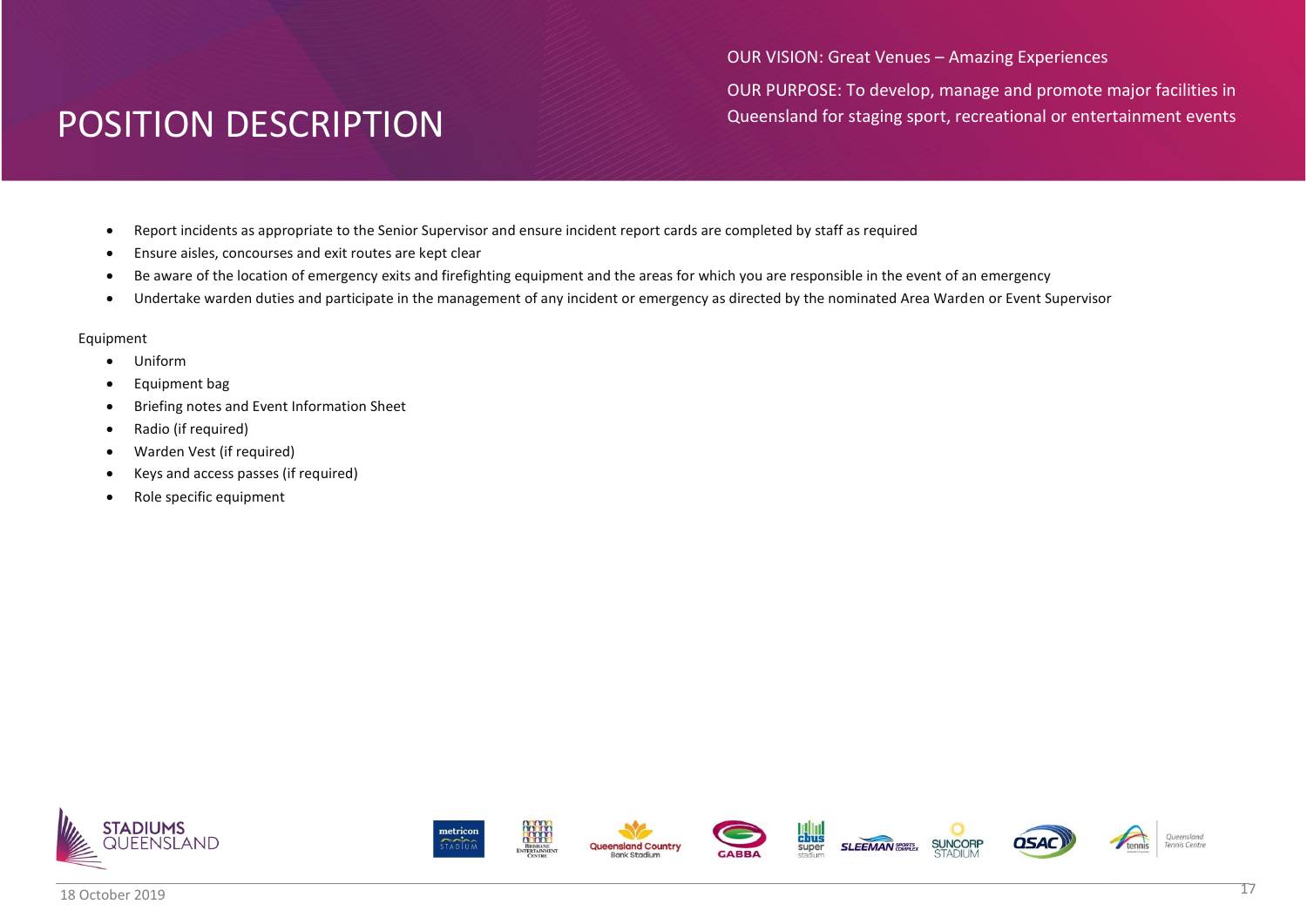- Report incidents as appropriate to the Senior Supervisor and ensure incident report cards are completed by staff as required
- Ensure aisles, concourses and exit routes are kept clear
- Be aware of the location of emergency exits and firefighting equipment and the areas for which you are responsible in the event of an emergency
- Undertake warden duties and participate in the management of any incident or emergency as directed by the nominated Area Warden or Event Supervisor

Equipment

- Uniform
- Equipment bag
- Briefing notes and Event Information Sheet
- Radio (if required)
- Warden Vest (if required)
- Keys and access passes (if required)
- Role specific equipment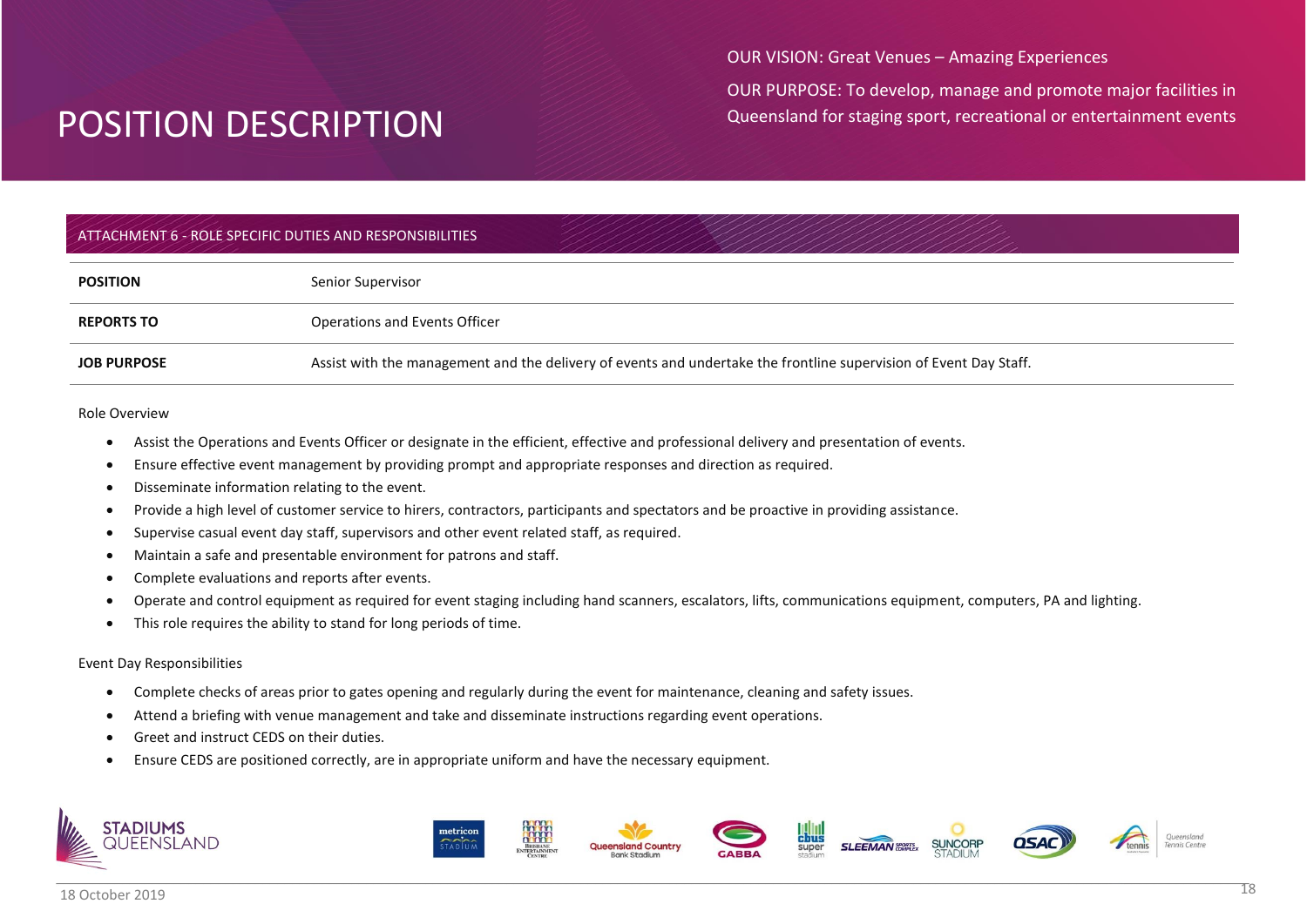# POSITION DESCRIPTION

OUR VISION: Great Venues – Amazing Experiences

OUR PURPOSE: To develop, manage and promote major facilities in Queensland for staging sport, recreational or entertainment events

## ATTACHMENT 6 - ROLE SPECIFIC DUTIES AND RESPONSIBILITIES

| | |
|---|---|
| **POSITION** | Senior Supervisor |
| **REPORTS TO** | Operations and Events Officer |
| **JOB PURPOSE** | Assist with the management and the delivery of events and undertake the frontline supervision of Event Day Staff. |

Role Overview

- Assist the Operations and Events Officer or designate in the efficient, effective and professional delivery and presentation of events.
- Ensure effective event management by providing prompt and appropriate responses and direction as required.
- Disseminate information relating to the event.
- Provide a high level of customer service to hirers, contractors, participants and spectators and be proactive in providing assistance.
- Supervise casual event day staff, supervisors and other event related staff, as required.
- Maintain a safe and presentable environment for patrons and staff.
- Complete evaluations and reports after events.
- Operate and control equipment as required for event staging including hand scanners, escalators, lifts, communications equipment, computers, PA and lighting.
- This role requires the ability to stand for long periods of time.

Event Day Responsibilities

- Complete checks of areas prior to gates opening and regularly during the event for maintenance, cleaning and safety issues.
- Attend a briefing with venue management and take and disseminate instructions regarding event operations.
- Greet and instruct CEDS on their duties.
- Ensure CEDS are positioned correctly, are in appropriate uniform and have the necessary equipment.

18 October 2019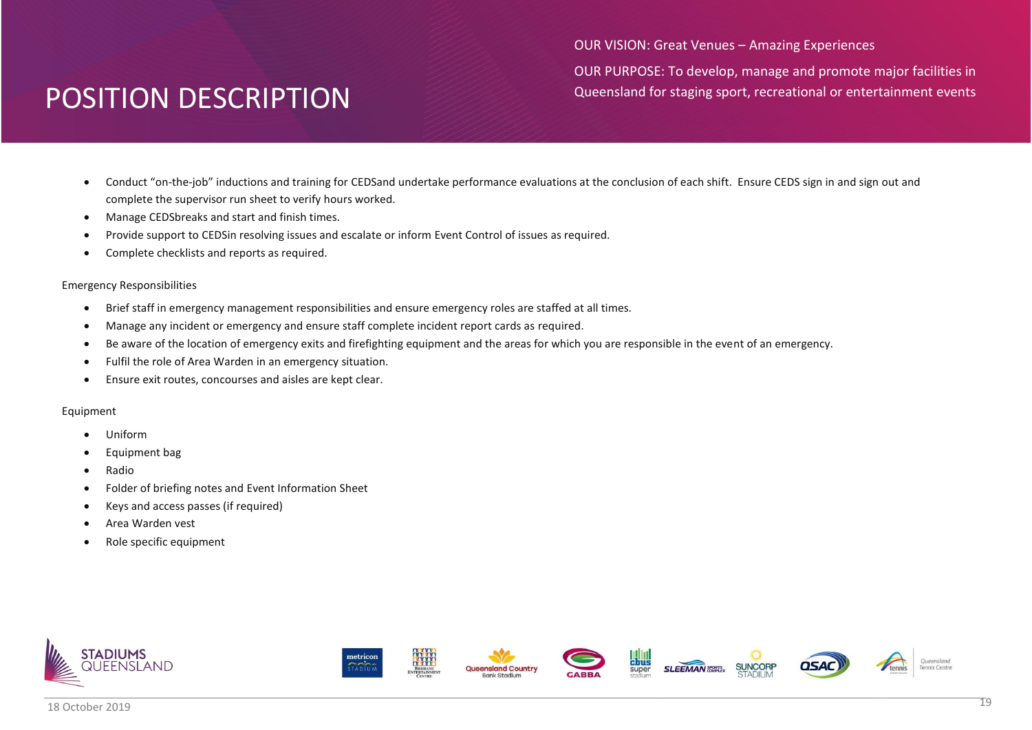- Conduct “on-the-job” inductions and training for CEDSand undertake performance evaluations at the conclusion of each shift. Ensure CEDS sign in and sign out and complete the supervisor run sheet to verify hours worked.
- Manage CEDSbreaks and start and finish times.
- Provide support to CEDSin resolving issues and escalate or inform Event Control of issues as required.
- Complete checklists and reports as required.

Emergency Responsibilities

- Brief staff in emergency management responsibilities and ensure emergency roles are staffed at all times.
- Manage any incident or emergency and ensure staff complete incident report cards as required.
- Be aware of the location of emergency exits and firefighting equipment and the areas for which you are responsible in the event of an emergency.
- Fulfil the role of Area Warden in an emergency situation.
- Ensure exit routes, concourses and aisles are kept clear.

Equipment

- Uniform
- Equipment bag
- Radio
- Folder of briefing notes and Event Information Sheet
- Keys and access passes (if required)
- Area Warden vest
- Role specific equipment